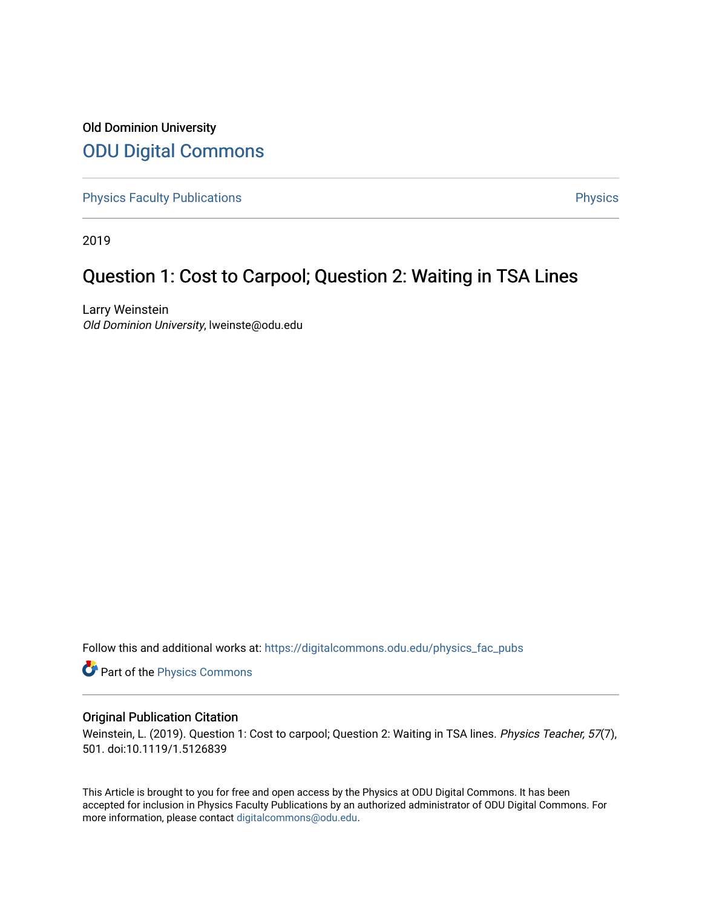Old Dominion University

## ODU Digital Commons

Physics Faculty Publications Physics

2019

# Question 1: Cost to Carpool; Question 2: Waiting in TSA Lines

Larry Weinstein
*Old Dominion University*, lweinste@odu.edu

Follow this and additional works at: https://digitalcommons.odu.edu/physics_fac_pubs

Part of the Physics Commons

### Original Publication Citation

Weinstein, L. (2019). Question 1: Cost to carpool; Question 2: Waiting in TSA lines. *Physics Teacher, 57*(7), 501. doi:10.1119/1.5126839

This Article is brought to you for free and open access by the Physics at ODU Digital Commons. It has been accepted for inclusion in Physics Faculty Publications by an authorized administrator of ODU Digital Commons. For more information, please contact digitalcommons@odu.edu.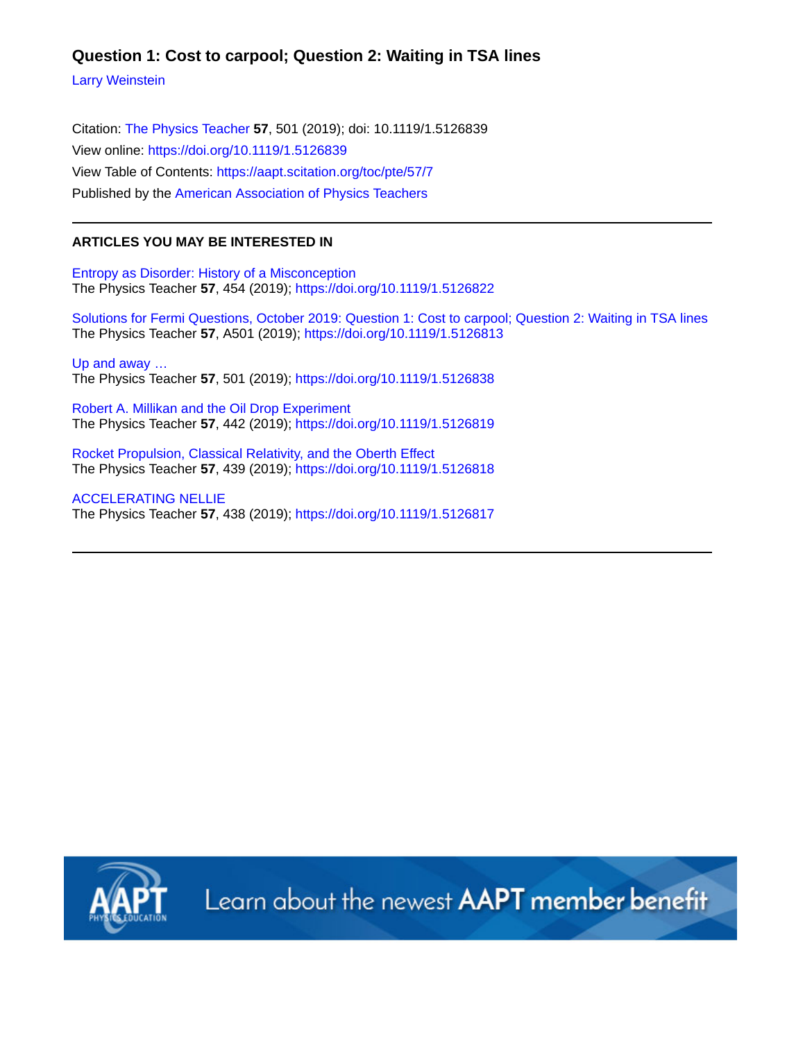# Question 1: Cost to carpool; Question 2: Waiting in TSA lines

Larry Weinstein

Citation: The Physics Teacher **57**, 501 (2019); doi: 10.1119/1.5126839
View online: https://doi.org/10.1119/1.5126839
View Table of Contents: https://aapt.scitation.org/toc/pte/57/7
Published by the American Association of Physics Teachers

---

## ARTICLES YOU MAY BE INTERESTED IN

Entropy as Disorder: History of a Misconception
The Physics Teacher **57**, 454 (2019); https://doi.org/10.1119/1.5126822

Solutions for Fermi Questions, October 2019: Question 1: Cost to carpool; Question 2: Waiting in TSA lines
The Physics Teacher **57**, A501 (2019); https://doi.org/10.1119/1.5126813

Up and away …
The Physics Teacher **57**, 501 (2019); https://doi.org/10.1119/1.5126838

Robert A. Millikan and the Oil Drop Experiment
The Physics Teacher **57**, 442 (2019); https://doi.org/10.1119/1.5126819

Rocket Propulsion, Classical Relativity, and the Oberth Effect
The Physics Teacher **57**, 439 (2019); https://doi.org/10.1119/1.5126818

ACCELERATING NELLIE
The Physics Teacher **57**, 438 (2019); https://doi.org/10.1119/1.5126817

---

AAPT PHYSICS EDUCATION — Learn about the newest **AAPT member benefit**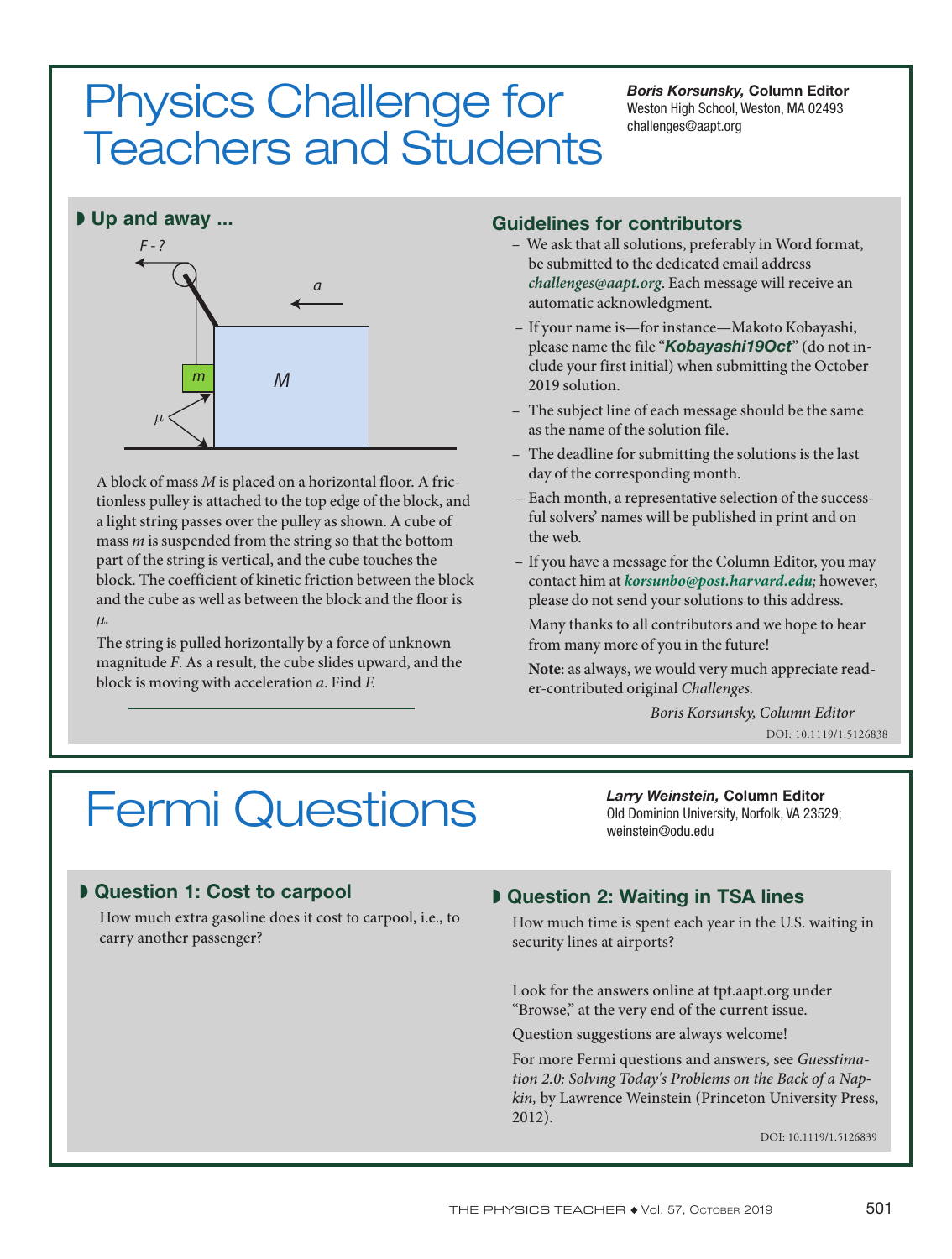# Physics Challenge for Teachers and Students

***Boris Korsunsky,* Column Editor**
Weston High School, Weston, MA 02493
challenges@aapt.org

## Up and away ...

F - ?

a

m

M

μ

A block of mass $M$ is placed on a horizontal floor. A frictionless pulley is attached to the top edge of the block, and a light string passes over the pulley as shown. A cube of mass $m$ is suspended from the string so that the bottom part of the string is vertical, and the cube touches the block. The coefficient of kinetic friction between the block and the cube as well as between the block and the floor is $\mu$.

The string is pulled horizontally by a force of unknown magnitude $F$. As a result, the cube slides upward, and the block is moving with acceleration $a$. Find $F$.

## Guidelines for contributors

- We ask that all solutions, preferably in Word format, be submitted to the dedicated email address *challenges@aapt.org*. Each message will receive an automatic acknowledgment.
- If your name is—for instance—Makoto Kobayashi, please name the file "***Kobayashi19Oct***" (do not include your first initial) when submitting the October 2019 solution.
- The subject line of each message should be the same as the name of the solution file.
- The deadline for submitting the solutions is the last day of the corresponding month.
- Each month, a representative selection of the successful solvers' names will be published in print and on the web.
- If you have a message for the Column Editor, you may contact him at *korsunbo@post.harvard.edu;* however, please do not send your solutions to this address.

  Many thanks to all contributors and we hope to hear from many more of you in the future!

  **Note**: as always, we would very much appreciate reader-contributed original *Challenges.*

*Boris Korsunsky, Column Editor*

DOI: 10.1119/1.5126838

# Fermi Questions

***Larry Weinstein,* Column Editor**
Old Dominion University, Norfolk, VA 23529;
weinstein@odu.edu

## Question 1: Cost to carpool

How much extra gasoline does it cost to carpool, i.e., to carry another passenger?

## Question 2: Waiting in TSA lines

How much time is spent each year in the U.S. waiting in security lines at airports?

Look for the answers online at tpt.aapt.org under "Browse," at the very end of the current issue.

Question suggestions are always welcome!

For more Fermi questions and answers, see *Guesstimation 2.0: Solving Today's Problems on the Back of a Napkin,* by Lawrence Weinstein (Princeton University Press, 2012).

DOI: 10.1119/1.5126839